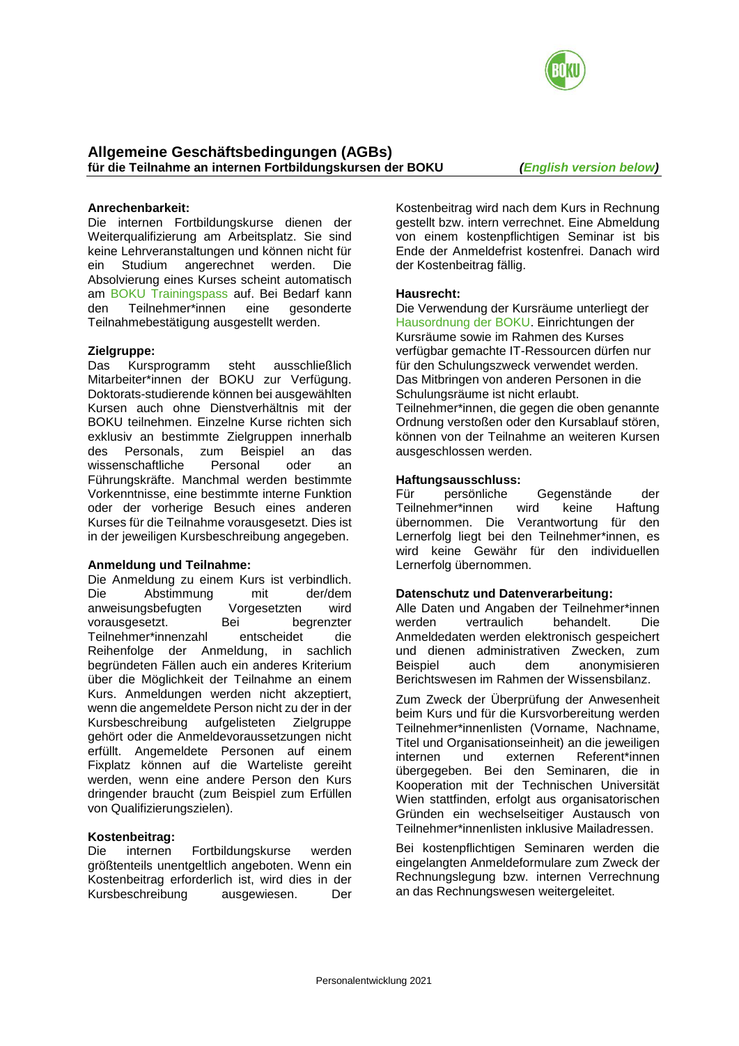# Allgemeine Geschäftsbedingungen (AGBs)

**für die Teilnahme an internen Fortbildungskursen der BOKU** ***(English version below)***

**Anrechenbarkeit:**
Die internen Fortbildungskurse dienen der Weiterqualifizierung am Arbeitsplatz. Sie sind keine Lehrveranstaltungen und können nicht für ein Studium angerechnet werden. Die Absolvierung eines Kurses scheint automatisch am BOKU Trainingspass auf. Bei Bedarf kann den Teilnehmer*innen eine gesonderte Teilnahmebestätigung ausgestellt werden.

**Zielgruppe:**
Das Kursprogramm steht ausschließlich Mitarbeiter*innen der BOKU zur Verfügung. Doktorats-studierende können bei ausgewählten Kursen auch ohne Dienstverhältnis mit der BOKU teilnehmen. Einzelne Kurse richten sich exklusiv an bestimmte Zielgruppen innerhalb des Personals, zum Beispiel an das wissenschaftliche Personal oder an Führungskräfte. Manchmal werden bestimmte Vorkenntnisse, eine bestimmte interne Funktion oder der vorherige Besuch eines anderen Kurses für die Teilnahme vorausgesetzt. Dies ist in der jeweiligen Kursbeschreibung angegeben.

**Anmeldung und Teilnahme:**
Die Anmeldung zu einem Kurs ist verbindlich. Die Abstimmung mit der/dem anweisungsbefugten Vorgesetzten wird vorausgesetzt. Bei begrenzter Teilnehmer*innenzahl entscheidet die Reihenfolge der Anmeldung, in sachlich begründeten Fällen auch ein anderes Kriterium über die Möglichkeit der Teilnahme an einem Kurs. Anmeldungen werden nicht akzeptiert, wenn die angemeldete Person nicht zu der in der Kursbeschreibung aufgelisteten Zielgruppe gehört oder die Anmeldevoraussetzungen nicht erfüllt. Angemeldete Personen auf einem Fixplatz können auf die Warteliste gereiht werden, wenn eine andere Person den Kurs dringender braucht (zum Beispiel zum Erfüllen von Qualifizierungszielen).

**Kostenbeitrag:**
Die internen Fortbildungskurse werden größtenteils unentgeltlich angeboten. Wenn ein Kostenbeitrag erforderlich ist, wird dies in der Kursbeschreibung ausgewiesen. Der Kostenbeitrag wird nach dem Kurs in Rechnung gestellt bzw. intern verrechnet. Eine Abmeldung von einem kostenpflichtigen Seminar ist bis Ende der Anmeldefrist kostenfrei. Danach wird der Kostenbeitrag fällig.

**Hausrecht:**
Die Verwendung der Kursräume unterliegt der Hausordnung der BOKU. Einrichtungen der Kursräume sowie im Rahmen des Kurses verfügbar gemachte IT-Ressourcen dürfen nur für den Schulungszweck verwendet werden. Das Mitbringen von anderen Personen in die Schulungsräume ist nicht erlaubt.
Teilnehmer*innen, die gegen die oben genannte Ordnung verstoßen oder den Kursablauf stören, können von der Teilnahme an weiteren Kursen ausgeschlossen werden.

**Haftungsausschluss:**
Für persönliche Gegenstände der Teilnehmer*innen wird keine Haftung übernommen. Die Verantwortung für den Lernerfolg liegt bei den Teilnehmer*innen, es wird keine Gewähr für den individuellen Lernerfolg übernommen.

**Datenschutz und Datenverarbeitung:**
Alle Daten und Angaben der Teilnehmer*innen werden vertraulich behandelt. Die Anmeldedaten werden elektronisch gespeichert und dienen administrativen Zwecken, zum Beispiel auch dem anonymisieren Berichtswesen im Rahmen der Wissensbilanz.

Zum Zweck der Überprüfung der Anwesenheit beim Kurs und für die Kursvorbereitung werden Teilnehmer*innenlisten (Vorname, Nachname, Titel und Organisationseinheit) an die jeweiligen internen und externen Referent*innen übergegeben. Bei den Seminaren, die in Kooperation mit der Technischen Universität Wien stattfinden, erfolgt aus organisatorischen Gründen ein wechselseitiger Austausch von Teilnehmer*innenlisten inklusive Mailadressen.

Bei kostenpflichtigen Seminaren werden die eingelangten Anmeldeformulare zum Zweck der Rechnungslegung bzw. internen Verrechnung an das Rechnungswesen weitergeleitet.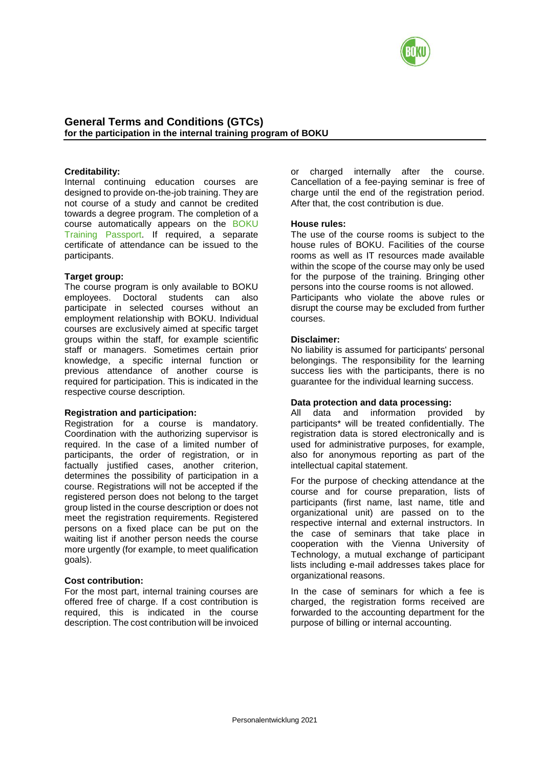## General Terms and Conditions (GTCs)

**for the participation in the internal training program of BOKU**

**Creditability:**

Internal continuing education courses are designed to provide on-the-job training. They are not course of a study and cannot be credited towards a degree program. The completion of a course automatically appears on the BOKU Training Passport. If required, a separate certificate of attendance can be issued to the participants.

**Target group:**

The course program is only available to BOKU employees. Doctoral students can also participate in selected courses without an employment relationship with BOKU. Individual courses are exclusively aimed at specific target groups within the staff, for example scientific staff or managers. Sometimes certain prior knowledge, a specific internal function or previous attendance of another course is required for participation. This is indicated in the respective course description.

**Registration and participation:**

Registration for a course is mandatory. Coordination with the authorizing supervisor is required. In the case of a limited number of participants, the order of registration, or in factually justified cases, another criterion, determines the possibility of participation in a course. Registrations will not be accepted if the registered person does not belong to the target group listed in the course description or does not meet the registration requirements. Registered persons on a fixed place can be put on the waiting list if another person needs the course more urgently (for example, to meet qualification goals).

**Cost contribution:**

For the most part, internal training courses are offered free of charge. If a cost contribution is required, this is indicated in the course description. The cost contribution will be invoiced or charged internally after the course. Cancellation of a fee-paying seminar is free of charge until the end of the registration period. After that, the cost contribution is due.

**House rules:**

The use of the course rooms is subject to the house rules of BOKU. Facilities of the course rooms as well as IT resources made available within the scope of the course may only be used for the purpose of the training. Bringing other persons into the course rooms is not allowed.
Participants who violate the above rules or disrupt the course may be excluded from further courses.

**Disclaimer:**

No liability is assumed for participants' personal belongings. The responsibility for the learning success lies with the participants, there is no guarantee for the individual learning success.

**Data protection and data processing:**

All data and information provided by participants* will be treated confidentially. The registration data is stored electronically and is used for administrative purposes, for example, also for anonymous reporting as part of the intellectual capital statement.

For the purpose of checking attendance at the course and for course preparation, lists of participants (first name, last name, title and organizational unit) are passed on to the respective internal and external instructors. In the case of seminars that take place in cooperation with the Vienna University of Technology, a mutual exchange of participant lists including e-mail addresses takes place for organizational reasons.

In the case of seminars for which a fee is charged, the registration forms received are forwarded to the accounting department for the purpose of billing or internal accounting.